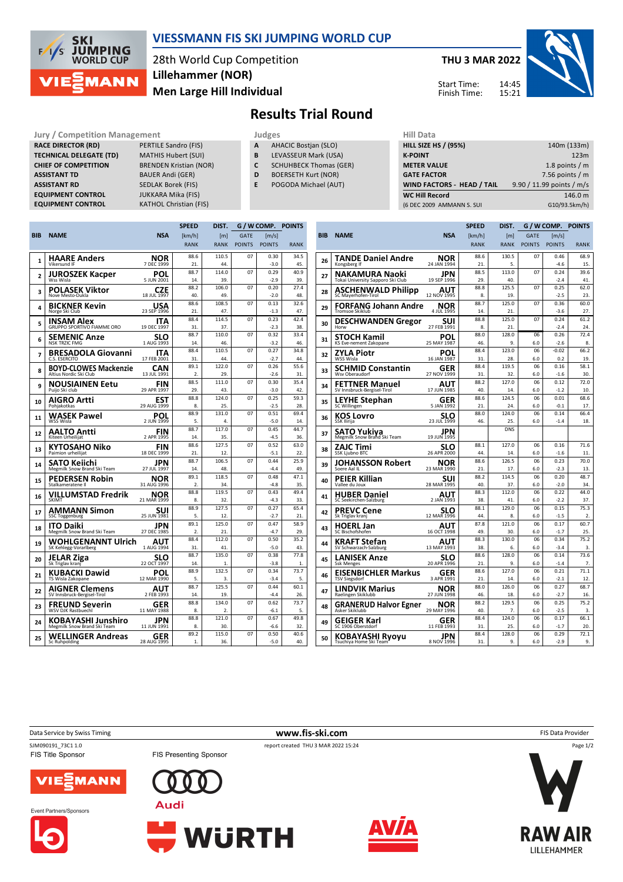# VIESSMANN FIS SKI JUMPING WORLD CUP

28th World Cup Competition
**Lillehammer (NOR)**
**Men Large Hill Individual**

**THU 3 MAR 2022**

Start Time: 14:45
Finish Time: 15:21

## Results Trial Round

### Jury / Competition Management

| | |
|---|---|
| RACE DIRECTOR (RD) | PERTILE Sandro (FIS) |
| TECHNICAL DELEGATE (TD) | MATHIS Hubert (SUI) |
| CHIEF OF COMPETITION | BRENDEN Kristian (NOR) |
| ASSISTANT TD | BAUER Andi (GER) |
| ASSISTANT RD | SEDLAK Borek (FIS) |
| EQUIPMENT CONTROL | JUKKARA Mika (FIS) |
| EQUIPMENT CONTROL | KATHOL Christian (FIS) |

### Judges

| | |
|---|---|
| A | AHACIC Bostjan (SLO) |
| B | LEVASSEUR Mark (USA) |
| C | SCHUHBECK Thomas (GER) |
| D | BOERSETH Kurt (NOR) |
| E | POGODA Michael (AUT) |

### Hill Data

| | |
|---|---|
| HILL SIZE HS / (95%) | 140m (133m) |
| K-POINT | 123m |
| METER VALUE | 1.8 points / m |
| GATE FACTOR | 7.56 points / m |
| WIND FACTORS - HEAD / TAIL | 9.90 / 11.99 points / m/s |
| WC Hill Record | 146.0 m |
| (6 DEC 2009 AMMANN S. SUI | G10/93.5km/h) |

| BIB | NAME | NSA | SPEED [km/h] | SPEED RANK | DIST. [m] | DIST. RANK | GATE | GATE POINTS | WIND [m/s] | WIND POINTS | POINTS | RANK |
|---|---|---|---|---|---|---|---|---|---|---|---|---|
| 1 | HAARE Anders (Vikersund IF) | NOR 7 DEC 1999 | 88.6 | 21. | 110.5 | 44. | 07 | | 0.30 | -3.0 | 34.5 | 45. |
| 2 | JUROSZEK Kacper (Wss Wisla) | POL 5 JUN 2001 | 88.7 | 14. | 114.0 | 39. | 07 | | 0.29 | -2.9 | 40.9 | 39. |
| 3 | POLASEK Viktor (Nove Mesto-Dukla) | CZE 18 JUL 1997 | 88.2 | 40. | 106.0 | 49. | 07 | | 0.20 | -2.0 | 27.4 | 48. |
| 4 | BICKNER Kevin (Norge Ski Club) | USA 23 SEP 1996 | 88.6 | 21. | 108.5 | 47. | 07 | | 0.13 | -1.3 | 32.6 | 47. |
| 5 | INSAM Alex (GRUPPO SPORTIVO FIAMME ORO) | ITA 19 DEC 1997 | 88.4 | 31. | 114.5 | 37. | 07 | | 0.23 | -2.3 | 42.4 | 38. |
| 6 | SEMENIC Anze (NSK TRZIC FMG) | SLO 1 AUG 1993 | 88.7 | 14. | 110.0 | 46. | 07 | | 0.32 | -3.2 | 33.4 | 46. |
| 7 | BRESADOLA Giovanni (C.S. ESERCITO) | ITA 17 FEB 2001 | 88.4 | 31. | 110.5 | 44. | 07 | | 0.27 | -2.7 | 34.8 | 44. |
| 8 | BOYD-CLOWES Mackenzie (Altius Nordic Ski Club) | CAN 13 JUL 1991 | 89.1 | 2. | 122.0 | 29. | 07 | | 0.26 | -2.6 | 55.6 | 31. |
| 9 | NOUSIAINEN Eetu (Puijo Ski club) | FIN 29 APR 1997 | 88.5 | 29. | 111.0 | 43. | 07 | | 0.30 | -3.0 | 35.4 | 42. |
| 10 | AIGRO Artti (Pohjakotkas) | EST 29 AUG 1999 | 88.8 | 8. | 124.0 | 25. | 07 | | 0.25 | -2.5 | 59.3 | 28. |
| 11 | WASEK Pawel (WSS Wisla) | POL 2 JUN 1999 | 88.9 | 5. | 131.0 | 4. | 07 | | 0.51 | -5.0 | 69.4 | 14. |
| 12 | AALTO Antti (Kiteen Urheilijat) | FIN 2 APR 1995 | 88.7 | 14. | 117.0 | 35. | 07 | | 0.45 | -4.5 | 44.7 | 36. |
| 13 | KYTOSAHO Niko (Paimion urheilijat) | FIN 18 DEC 1999 | 88.6 | 21. | 127.5 | 12. | 07 | | 0.52 | -5.1 | 63.0 | 22. |
| 14 | SATO Keiichi (Megmilk Snow Brand Ski Team) | JPN 27 JUL 1997 | 88.7 | 14. | 106.5 | 48. | 07 | | 0.44 | -4.4 | 25.9 | 49. |
| 15 | PEDERSEN Robin (Stalkameratene Il) | NOR 31 AUG 1996 | 89.1 | 2. | 118.5 | 34. | 07 | | 0.48 | -4.8 | 47.1 | 35. |
| 16 | VILLUMSTAD Fredrik (SKIMT) | NOR 21 MAR 1999 | 88.8 | 8. | 119.5 | 32. | 07 | | 0.43 | -4.3 | 49.4 | 33. |
| 17 | AMMANN Simon (SSC Toggenburg) | SUI 25 JUN 1981 | 88.9 | 5. | 127.5 | 12. | 07 | | 0.27 | -2.7 | 65.4 | 21. |
| 18 | ITO Daiki (Megmilk Snow Brand Ski Team) | JPN 27 DEC 1985 | 89.1 | 2. | 125.0 | 21. | 07 | | 0.47 | -4.7 | 58.9 | 29. |
| 19 | WOHLGENANNT Ulrich (SK Kehlegg-Vorarlberg) | AUT 1 AUG 1994 | 88.4 | 31. | 112.0 | 41. | 07 | | 0.50 | -5.0 | 35.2 | 43. |
| 20 | JELAR Ziga (Sk Triglav kranj) | SLO 22 OCT 1997 | 88.7 | 14. | 135.0 | 1. | 07 | | 0.38 | -3.8 | 77.8 | 1. |
| 21 | KUBACKI Dawid (TS Wisla Zakopane) | POL 12 MAR 1990 | 88.9 | 5. | 132.5 | 3. | 07 | | 0.34 | -3.4 | 73.7 | 5. |
| 22 | AIGNER Clemens (SV Innsbruck-Bergisel-Tirol) | AUT 2 FEB 1993 | 88.7 | 14. | 125.5 | 19. | 07 | | 0.44 | -4.4 | 60.1 | 26. |
| 23 | FREUND Severin (WSV DJK Rastbuechl) | GER 11 MAY 1988 | 88.8 | 8. | 134.0 | 2. | 07 | | 0.62 | -6.1 | 73.7 | 5. |
| 24 | KOBAYASHI Junshiro (Megmilk Snow Brand Ski Team) | JPN 11 JUN 1991 | 88.8 | 8. | 121.0 | 30. | 07 | | 0.67 | -6.6 | 49.8 | 32. |
| 25 | WELLINGER Andreas (Sc Ruhpolding) | GER 28 AUG 1995 | 89.2 | 1. | 115.0 | 36. | 07 | | 0.50 | -5.0 | 40.6 | 40. |
| 26 | TANDE Daniel Andre (Kongsberg If) | NOR 24 JAN 1994 | 88.6 | 21. | 130.5 | 5. | 07 | | 0.46 | -4.6 | 68.9 | 15. |
| 27 | NAKAMURA Naoki (Tokai University Sapporo Ski Club) | JPN 19 SEP 1996 | 88.5 | 29. | 113.0 | 40. | 07 | | 0.24 | -2.4 | 39.6 | 41. |
| 28 | ASCHENWALD Philipp (SC Mayerhofen-Tirol) | AUT 12 NOV 1995 | 88.8 | 8. | 125.5 | 19. | 07 | | 0.25 | -2.5 | 62.0 | 23. |
| 29 | FORFANG Johann Andre (Tromsoe Skiklub) | NOR 4 JUL 1995 | 88.7 | 14. | 125.0 | 21. | 07 | | 0.36 | -3.6 | 60.0 | 27. |
| 30 | DESCHWANDEN Gregor (Horw) | SUI 27 FEB 1991 | 88.8 | 8. | 125.0 | 21. | 07 | | 0.24 | -2.4 | 61.2 | 24. |
| 31 | STOCH Kamil (KS Eve-nement Zakopane) | POL 25 MAY 1987 | 88.0 | 46. | 128.0 | 9. | 06 | 6.0 | 0.26 | -2.6 | 72.4 | 8. |
| 32 | ZYLA Piotr (WSS Wisla) | POL 16 JAN 1987 | 88.4 | 31. | 123.0 | 28. | 06 | 6.0 | -0.02 | 0.2 | 66.2 | 19. |
| 33 | SCHMID Constantin (Wsv Oberaudorf) | GER 27 NOV 1999 | 88.4 | 31. | 119.5 | 32. | 06 | 6.0 | 0.16 | -1.6 | 58.1 | 30. |
| 34 | FETTNER Manuel (SV Innsbruck-Bergisel-Tirol) | AUT 17 JUN 1985 | 88.2 | 40. | 127.0 | 14. | 06 | 6.0 | 0.12 | -1.2 | 72.0 | 10. |
| 35 | LEYHE Stephan (SC Willingen) | GER 5 JAN 1992 | 88.6 | 21. | 124.5 | 24. | 06 | 6.0 | 0.01 | -0.1 | 68.6 | 17. |
| 36 | KOS Lovro (SSK Ilirija) | SLO 23 JUL 1999 | 88.0 | 46. | 124.0 | 25. | 06 | 6.0 | 0.14 | -1.4 | 66.4 | 18. |
| 37 | SATO Yukiya (Megmilk Snow Brand Ski Team) | JPN 19 JUN 1995 | | | DNS | | | | | | | |
| 38 | ZAJC Timi (SSK Ljubno BTC) | SLO 26 APR 2000 | 88.1 | 44. | 127.0 | 14. | 06 | 6.0 | 0.16 | -1.6 | 71.6 | 11. |
| 39 | JOHANSSON Robert (Soere Aal IL) | NOR 23 MAR 1990 | 88.6 | 21. | 126.5 | 17. | 06 | 6.0 | 0.23 | -2.3 | 70.0 | 13. |
| 40 | PEIER Killian (Vallee du Joux) | SUI 28 MAR 1995 | 88.2 | 40. | 114.5 | 37. | 06 | 6.0 | 0.20 | -2.0 | 48.7 | 34. |
| 41 | HUBER Daniel (SC Seekirchen-Salzburg) | AUT 2 JAN 1993 | 88.3 | 38. | 112.0 | 41. | 06 | 6.0 | 0.22 | -2.2 | 44.0 | 37. |
| 42 | PREVC Cene (Sk Triglav kranj) | SLO 12 MAR 1996 | 88.1 | 44. | 129.0 | 8. | 06 | 6.0 | 0.15 | -1.5 | 75.3 | 2. |
| 43 | HOERL Jan (SC Bischofshofen) | AUT 16 OCT 1998 | 87.8 | 49. | 121.0 | 30. | 06 | 6.0 | 0.17 | -1.7 | 60.7 | 25. |
| 44 | KRAFT Stefan (SV Schwarzach-Salzburg) | AUT 13 MAY 1993 | 88.3 | 38. | 130.0 | 6. | 06 | 6.0 | 0.34 | -3.4 | 75.2 | 3. |
| 45 | LANISEK Anze (Ssk Menges) | SLO 20 APR 1996 | 88.6 | 21. | 128.0 | 9. | 06 | 6.0 | 0.14 | -1.4 | 73.6 | 7. |
| 46 | EISENBICHLER Markus (TSV Siegsdorf) | GER 3 APR 1991 | 88.6 | 21. | 127.0 | 14. | 06 | 6.0 | 0.21 | -2.1 | 71.1 | 12. |
| 47 | LINDVIK Marius (Raelingen Skiklubb) | NOR 27 JUN 1998 | 88.0 | 46. | 126.0 | 18. | 06 | 6.0 | 0.27 | -2.7 | 68.7 | 16. |
| 48 | GRANERUD Halvor Egner (Asker Skiklubb) | NOR 29 MAY 1996 | 88.2 | 40. | 129.5 | 7. | 06 | 6.0 | 0.25 | -2.5 | 75.2 | 3. |
| 49 | GEIGER Karl (SC 1906 Oberstdorf) | GER 11 FEB 1993 | 88.4 | 31. | 124.0 | 25. | 06 | 6.0 | 0.17 | -1.7 | 66.1 | 20. |
| 50 | KOBAYASHI Ryoyu (Tsuchiya Home Ski Team) | JPN 8 NOV 1996 | 88.4 | 31. | 128.0 | 9. | 06 | 6.0 | 0.29 | -2.9 | 72.1 | 9. |

Data Service by Swiss Timing | www.fis-ski.com | FIS Data Provider

SJM090191_73C1 1.0 | report created THU 3 MAR 2022 15:24

FIS Title Sponsor: VIESSMANN | FIS Presenting Sponsor: Audi

Event Partners/Sponsors: WÜRTH, AVIA, RAW AIR LILLEHAMMER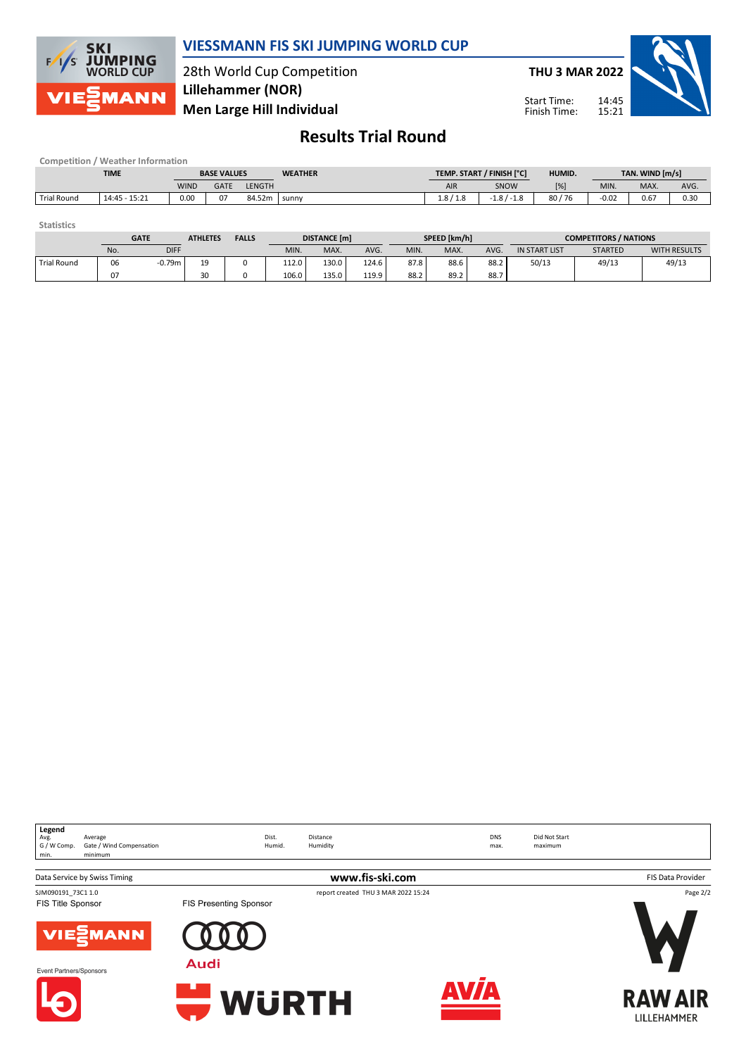# VIESSMANN FIS SKI JUMPING WORLD CUP

28th World Cup Competition
**Lillehammer (NOR)**
**Men Large Hill Individual**

**THU 3 MAR 2022**

Start Time: 14:45
Finish Time: 15:21

## Results Trial Round

Competition / Weather Information

| TIME | | BASE VALUES | | | WEATHER | TEMP. START / FINISH [°C] | | HUMID. | TAN. WIND [m/s] | | |
|---|---|---|---|---|---|---|---|---|---|---|---|
| | | WIND | GATE | LENGTH | | AIR | SNOW | [%] | MIN. | MAX. | AVG. |
| Trial Round | 14:45 - 15:21 | 0.00 | 07 | 84.52m | sunny | 1.8 / 1.8 | -1.8 / -1.8 | 80 / 76 | -0.02 | 0.67 | 0.30 |

Statistics

| | GATE | | ATHLETES | FALLS | DISTANCE [m] | | | SPEED [km/h] | | | COMPETITORS / NATIONS | | |
|---|---|---|---|---|---|---|---|---|---|---|---|---|---|
| | No. | DIFF | | | MIN. | MAX. | AVG. | MIN. | MAX. | AVG. | IN START LIST | STARTED | WITH RESULTS |
| Trial Round | 06 | -0.79m | 19 | 0 | 112.0 | 130.0 | 124.6 | 87.8 | 88.6 | 88.2 | 50/13 | 49/13 | 49/13 |
| | 07 | | 30 | 0 | 106.0 | 135.0 | 119.9 | 88.2 | 89.2 | 88.7 | | | |

**Legend**

| | | | | | |
|---|---|---|---|---|---|
| Avg. | Average | Dist. | Distance | DNS | Did Not Start |
| G / W Comp. | Gate / Wind Compensation | Humid. | Humidity | max. | maximum |
| min. | minimum | | | | |

Data Service by Swiss Timing — www.fis-ski.com — FIS Data Provider

SJM090191_73C1 1.0 — report created THU 3 MAR 2022 15:24

FIS Title Sponsor: VIESSMANN
FIS Presenting Sponsor: Audi
Event Partners/Sponsors: WÜRTH, AVIA, RAW AIR LILLEHAMMER